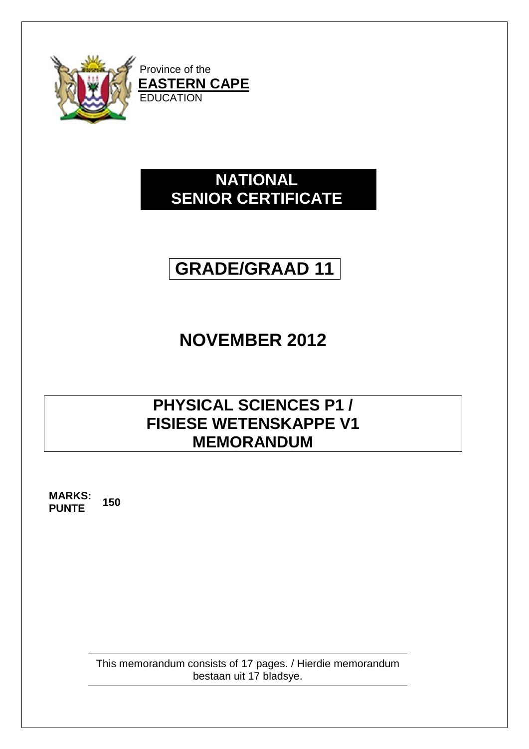Province of the
**EASTERN CAPE**
EDUCATION

# NATIONAL SENIOR CERTIFICATE

# GRADE/GRAAD 11

# NOVEMBER 2012

# PHYSICAL SCIENCES P1 / FISIESE WETENSKAPPE V1 MEMORANDUM

**MARKS: / PUNTE:** 150

This memorandum consists of 17 pages. / Hierdie memorandum bestaan uit 17 bladsye.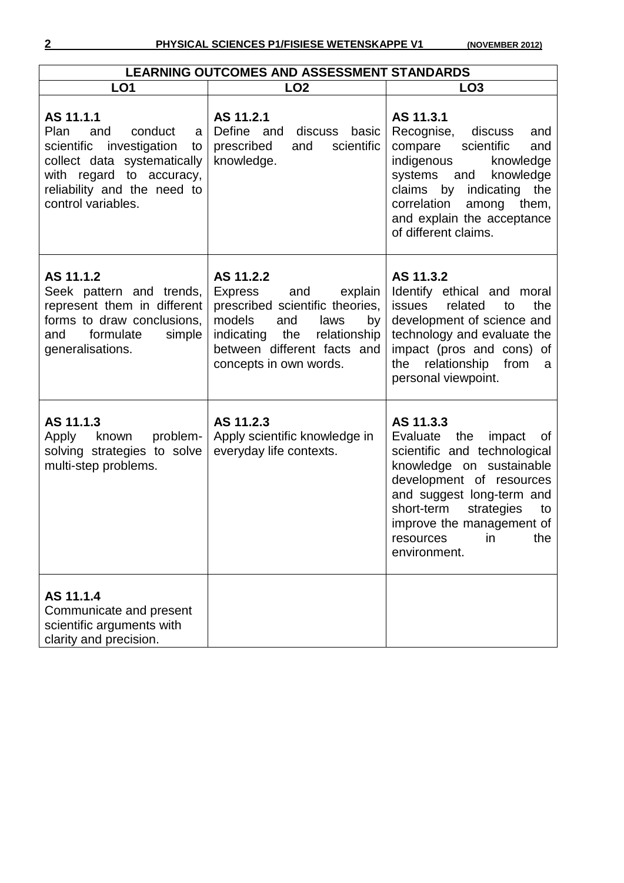| LEARNING OUTCOMES AND ASSESSMENT STANDARDS | | |
|---|---|---|
| **LO1** | **LO2** | **LO3** |
| **AS 11.1.1** Plan and conduct a scientific investigation to collect data systematically with regard to accuracy, reliability and the need to control variables. | **AS 11.2.1** Define and discuss basic prescribed and scientific knowledge. | **AS 11.3.1** Recognise, discuss and compare scientific and indigenous knowledge systems and knowledge claims by indicating the correlation among them, and explain the acceptance of different claims. |
| **AS 11.1.2** Seek pattern and trends, represent them in different forms to draw conclusions, and formulate simple generalisations. | **AS 11.2.2** Express and explain prescribed scientific theories, models and laws by indicating the relationship between different facts and concepts in own words. | **AS 11.3.2** Identify ethical and moral issues related to the development of science and technology and evaluate the impact (pros and cons) of the relationship from a personal viewpoint. |
| **AS 11.1.3** Apply known problem-solving strategies to solve multi-step problems. | **AS 11.2.3** Apply scientific knowledge in everyday life contexts. | **AS 11.3.3** Evaluate the impact of scientific and technological knowledge on sustainable development of resources and suggest long-term and short-term strategies to improve the management of resources in the environment. |
| **AS 11.1.4** Communicate and present scientific arguments with clarity and precision. | | |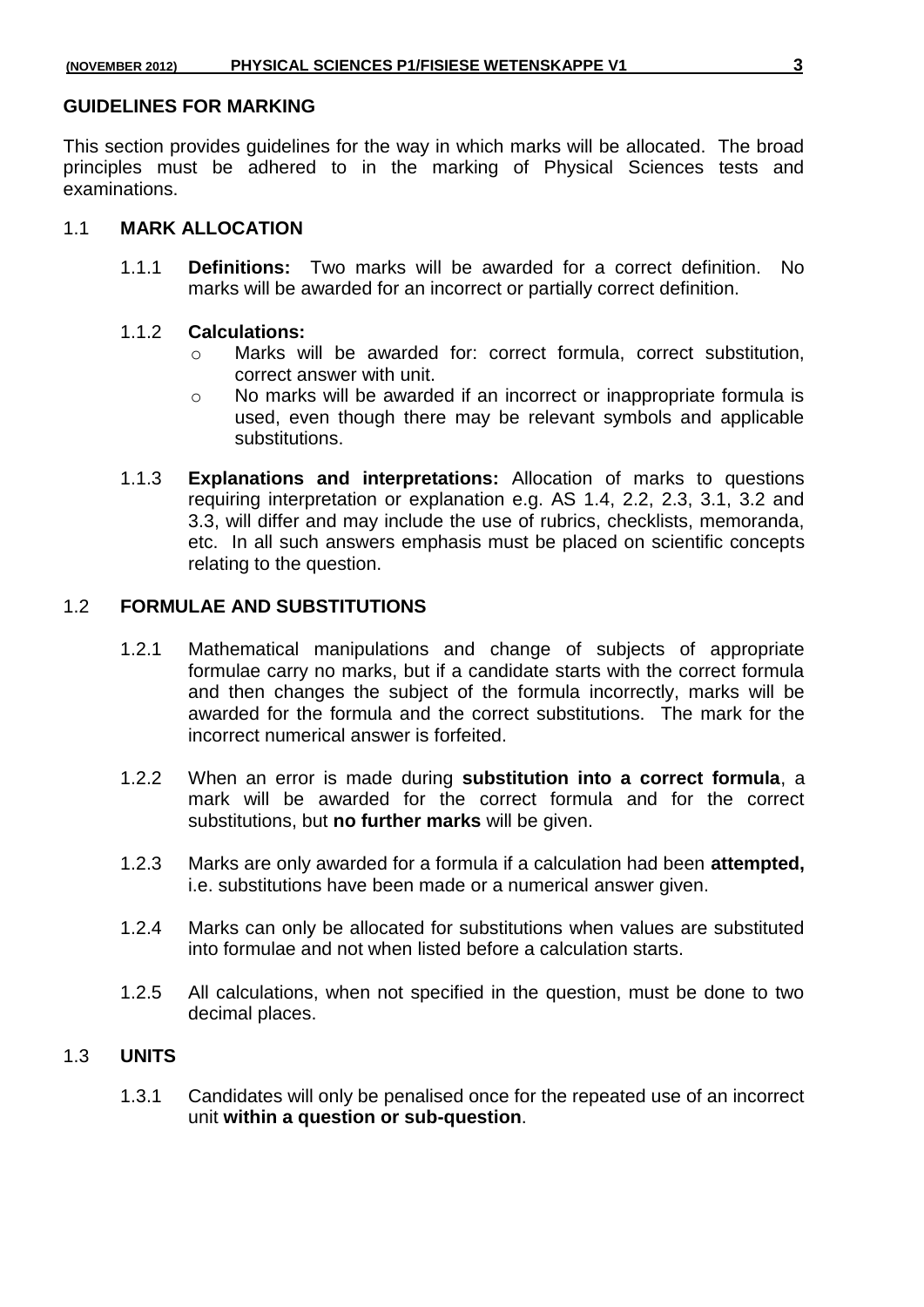## GUIDELINES FOR MARKING

This section provides guidelines for the way in which marks will be allocated. The broad principles must be adhered to in the marking of Physical Sciences tests and examinations.

### 1.1 MARK ALLOCATION

1.1.1 **Definitions:** Two marks will be awarded for a correct definition. No marks will be awarded for an incorrect or partially correct definition.

1.1.2 **Calculations:**

- Marks will be awarded for: correct formula, correct substitution, correct answer with unit.
- No marks will be awarded if an incorrect or inappropriate formula is used, even though there may be relevant symbols and applicable substitutions.

1.1.3 **Explanations and interpretations:** Allocation of marks to questions requiring interpretation or explanation e.g. AS 1.4, 2.2, 2.3, 3.1, 3.2 and 3.3, will differ and may include the use of rubrics, checklists, memoranda, etc. In all such answers emphasis must be placed on scientific concepts relating to the question.

### 1.2 FORMULAE AND SUBSTITUTIONS

1.2.1 Mathematical manipulations and change of subjects of appropriate formulae carry no marks, but if a candidate starts with the correct formula and then changes the subject of the formula incorrectly, marks will be awarded for the formula and the correct substitutions. The mark for the incorrect numerical answer is forfeited.

1.2.2 When an error is made during **substitution into a correct formula**, a mark will be awarded for the correct formula and for the correct substitutions, but **no further marks** will be given.

1.2.3 Marks are only awarded for a formula if a calculation had been **attempted,** i.e. substitutions have been made or a numerical answer given.

1.2.4 Marks can only be allocated for substitutions when values are substituted into formulae and not when listed before a calculation starts.

1.2.5 All calculations, when not specified in the question, must be done to two decimal places.

### 1.3 UNITS

1.3.1 Candidates will only be penalised once for the repeated use of an incorrect unit **within a question or sub-question**.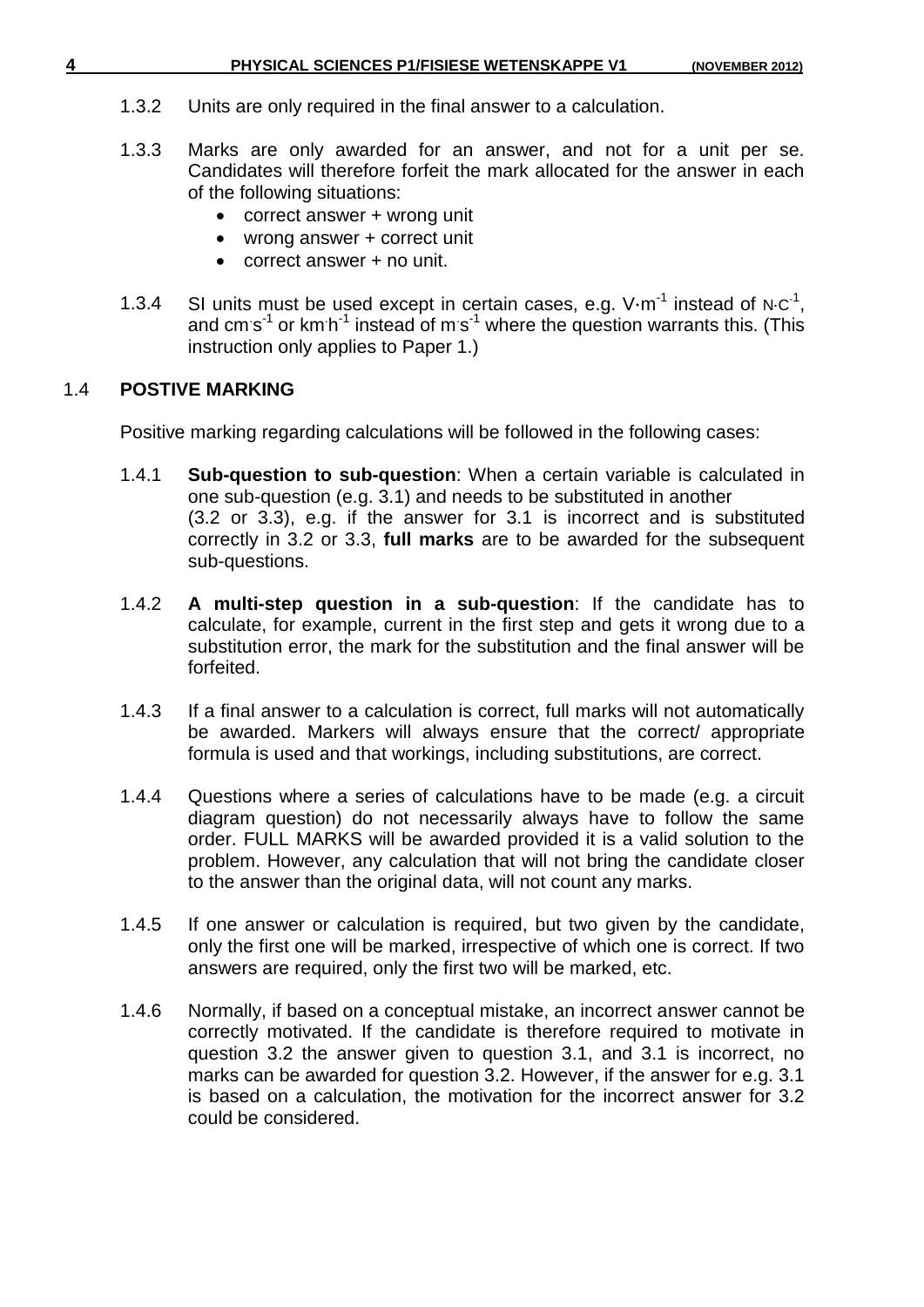1.3.2 Units are only required in the final answer to a calculation.

1.3.3 Marks are only awarded for an answer, and not for a unit per se. Candidates will therefore forfeit the mark allocated for the answer in each of the following situations:

- correct answer + wrong unit
- wrong answer + correct unit
- correct answer + no unit.

1.3.4 SI units must be used except in certain cases, e.g. $V{\cdot}m^{-1}$ instead of $N{\cdot}C^{-1}$, and $cm{\cdot}s^{-1}$ or $km{\cdot}h^{-1}$ instead of $m{\cdot}s^{-1}$ where the question warrants this. (This instruction only applies to Paper 1.)

## 1.4 POSTIVE MARKING

Positive marking regarding calculations will be followed in the following cases:

1.4.1 **Sub-question to sub-question**: When a certain variable is calculated in one sub-question (e.g. 3.1) and needs to be substituted in another (3.2 or 3.3), e.g. if the answer for 3.1 is incorrect and is substituted correctly in 3.2 or 3.3, **full marks** are to be awarded for the subsequent sub-questions.

1.4.2 **A multi-step question in a sub-question**: If the candidate has to calculate, for example, current in the first step and gets it wrong due to a substitution error, the mark for the substitution and the final answer will be forfeited.

1.4.3 If a final answer to a calculation is correct, full marks will not automatically be awarded. Markers will always ensure that the correct/ appropriate formula is used and that workings, including substitutions, are correct.

1.4.4 Questions where a series of calculations have to be made (e.g. a circuit diagram question) do not necessarily always have to follow the same order. FULL MARKS will be awarded provided it is a valid solution to the problem. However, any calculation that will not bring the candidate closer to the answer than the original data, will not count any marks.

1.4.5 If one answer or calculation is required, but two given by the candidate, only the first one will be marked, irrespective of which one is correct. If two answers are required, only the first two will be marked, etc.

1.4.6 Normally, if based on a conceptual mistake, an incorrect answer cannot be correctly motivated. If the candidate is therefore required to motivate in question 3.2 the answer given to question 3.1, and 3.1 is incorrect, no marks can be awarded for question 3.2. However, if the answer for e.g. 3.1 is based on a calculation, the motivation for the incorrect answer for 3.2 could be considered.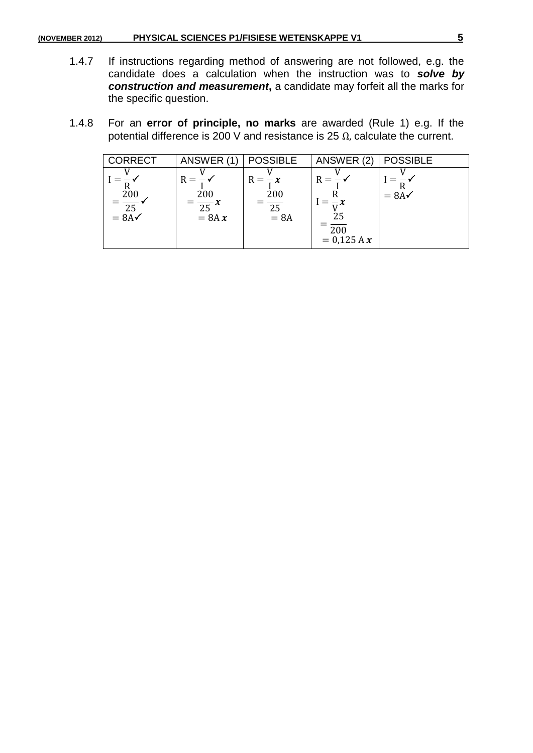1.4.7 If instructions regarding method of answering are not followed, e.g. the candidate does a calculation when the instruction was to ***solve by construction and measurement***, a candidate may forfeit all the marks for the specific question.

1.4.8 For an **error of principle, no marks** are awarded (Rule 1) e.g. If the potential difference is 200 V and resistance is 25 Ω, calculate the current.

| CORRECT | ANSWER (1) | POSSIBLE | ANSWER (2) | POSSIBLE |
|---|---|---|---|---|
| $I = \frac{V}{R}$ ✓<br>$= \frac{200}{25}$ ✓<br>$= 8A$ ✓ | $R = \frac{V}{I}$ ✓<br>$= \frac{200}{25}$ ✗<br>$= 8A$ ✗ | $R = \frac{V}{I}$ ✗<br>$= \frac{200}{25}$<br>$= 8A$ | $R = \frac{V}{I}$ ✓<br>$I = \frac{R}{V}$ ✗<br>$= \frac{25}{200}$<br>$= 0{,}125\ A$ ✗ | $I = \frac{V}{R}$ ✓<br>$= 8A$ ✓ |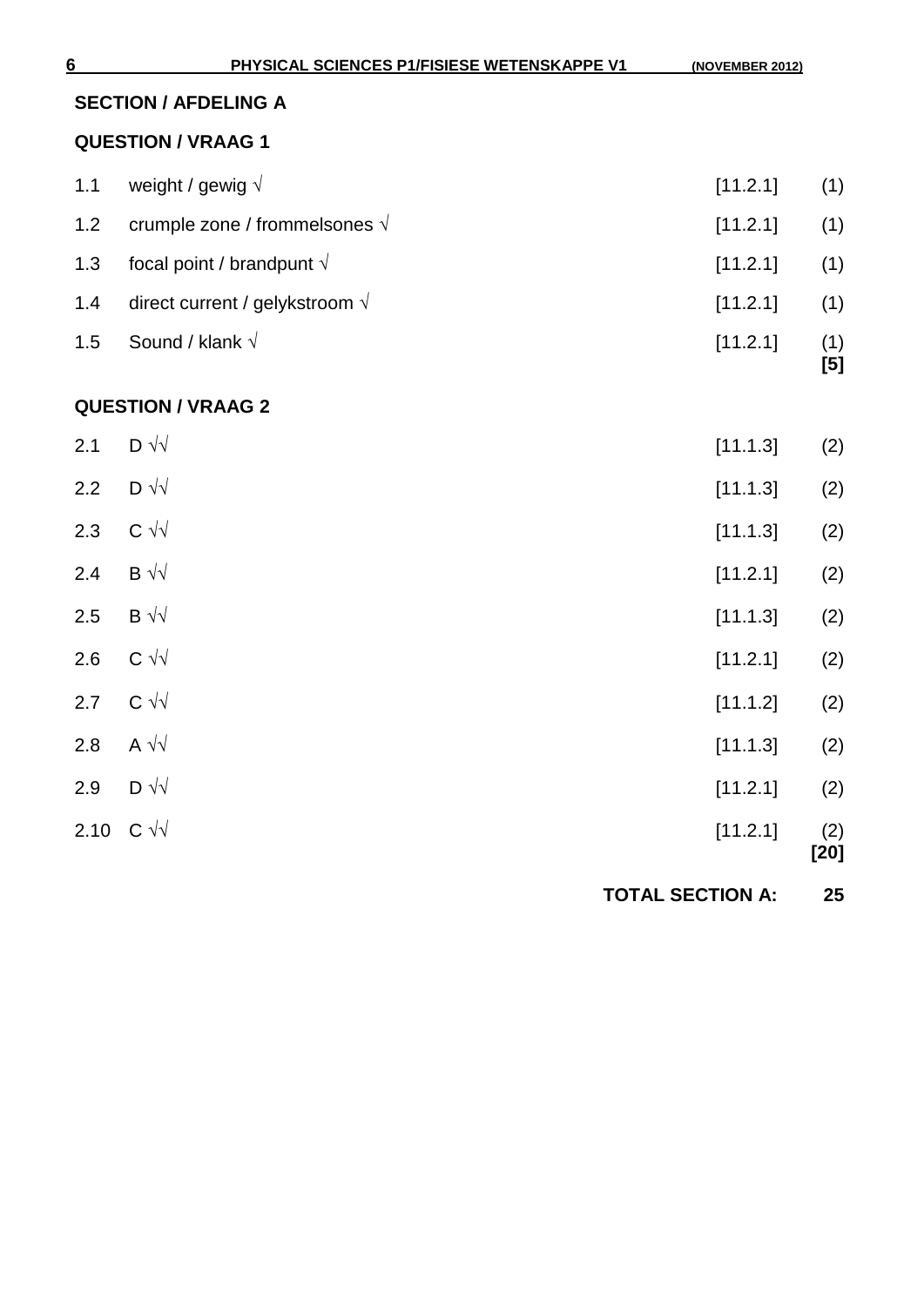## SECTION / AFDELING A

### QUESTION / VRAAG 1

| | | | |
|---|---|---|---|
| 1.1 | weight / gewig √ | [11.2.1] | (1) |
| 1.2 | crumple zone / frommelsones √ | [11.2.1] | (1) |
| 1.3 | focal point / brandpunt √ | [11.2.1] | (1) |
| 1.4 | direct current / gelykstroom √ | [11.2.1] | (1) |
| 1.5 | Sound / klank √ | [11.2.1] | (1) **[5]** |

### QUESTION / VRAAG 2

| | | | |
|---|---|---|---|
| 2.1 | D √√ | [11.1.3] | (2) |
| 2.2 | D √√ | [11.1.3] | (2) |
| 2.3 | C √√ | [11.1.3] | (2) |
| 2.4 | B √√ | [11.2.1] | (2) |
| 2.5 | B √√ | [11.1.3] | (2) |
| 2.6 | C √√ | [11.2.1] | (2) |
| 2.7 | C √√ | [11.1.2] | (2) |
| 2.8 | A √√ | [11.1.3] | (2) |
| 2.9 | D √√ | [11.2.1] | (2) |
| 2.10 | C √√ | [11.2.1] | (2) **[20]** |

**TOTAL SECTION A: 25**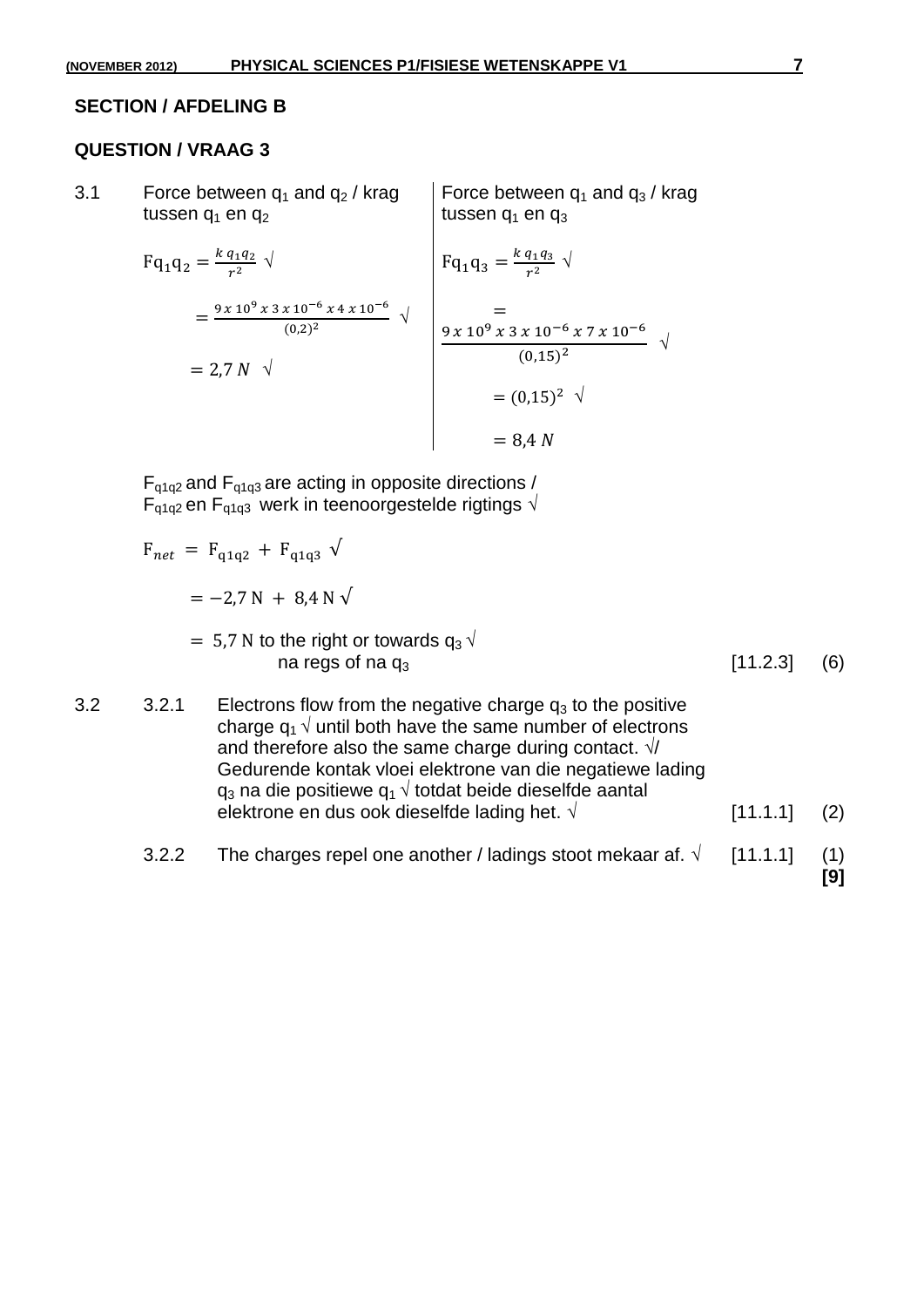## SECTION / AFDELING B

### QUESTION / VRAAG 3

3.1 Force between $q_1$ and $q_2$ / krag tussen $q_1$ en $q_2$

$$Fq_1q_2 = \frac{k\,q_1 q_2}{r^2} \checkmark$$

$$= \frac{9 \times 10^9 \times 3 \times 10^{-6} \times 4 \times 10^{-6}}{(0,2)^2} \checkmark$$

$$= 2,7\,N \checkmark$$

Force between $q_1$ and $q_3$ / krag tussen $q_1$ en $q_3$

$$Fq_1q_3 = \frac{k\,q_1 q_3}{r^2} \checkmark$$

$$= \frac{9 \times 10^9 \times 3 \times 10^{-6} \times 7 \times 10^{-6}}{(0,15)^2} \checkmark$$

$$= (0,15)^2 \checkmark$$

$$= 8,4\,N$$

$F_{q1q2}$ and $F_{q1q3}$ are acting in opposite directions / $F_{q1q2}$ en $F_{q1q3}$ werk in teenoorgestelde rigtings √

$$F_{net} = F_{q1q2} + F_{q1q3} \checkmark$$

$$= -2,7\text{ N} + 8,4\text{ N} \checkmark$$

$= 5,7$ N to the right or towards $q_3$ √ na regs of na $q_3$ [11.2.3] (6)

3.2

3.2.1 Electrons flow from the negative charge $q_3$ to the positive charge $q_1$ √ until both have the same number of electrons and therefore also the same charge during contact. √/ Gedurende kontak vloei elektrone van die negatiewe lading $q_3$ na die positiewe $q_1$ √ totdat beide dieselfde aantal elektrone en dus ook dieselfde lading het. √ [11.1.1] (2)

3.2.2 The charges repel one another / ladings stoot mekaar af. √ [11.1.1] (1)

**[9]**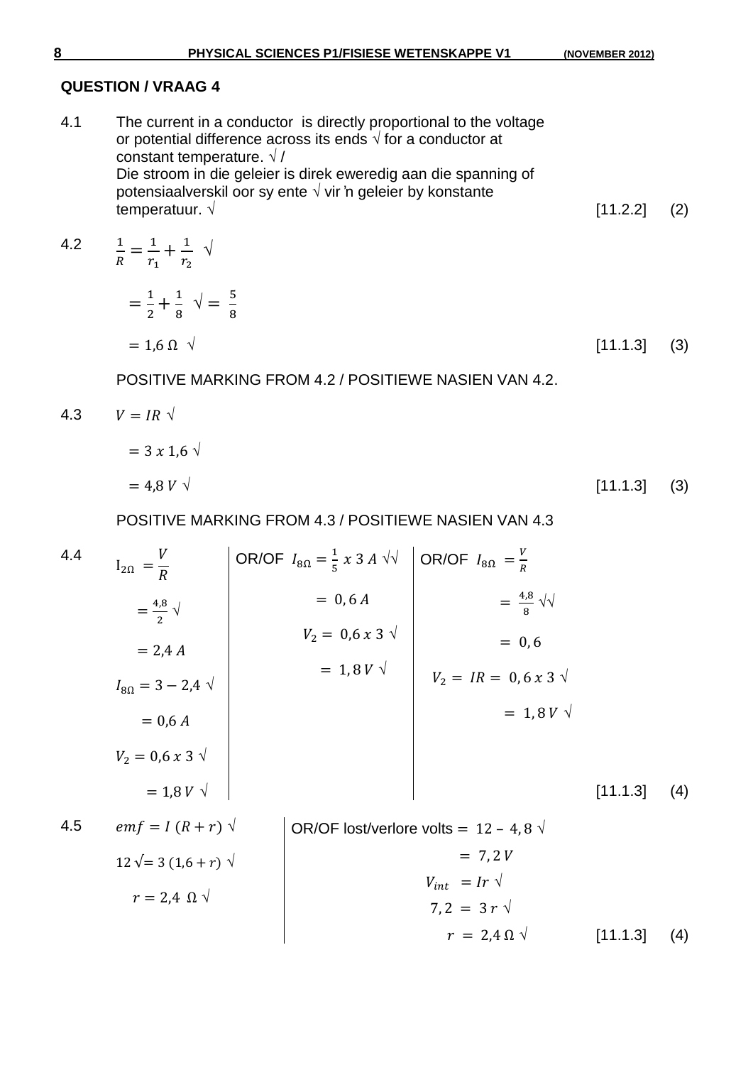## QUESTION / VRAAG 4

4.1 The current in a conductor is directly proportional to the voltage or potential difference across its ends √ for a conductor at constant temperature. √ /
Die stroom in die geleier is direk eweredig aan die spanning of potensiaalverskil oor sy ente √ vir 'n geleier by konstante temperatuur. √ [11.2.2] (2)

4.2

$$\frac{1}{R} = \frac{1}{r_1} + \frac{1}{r_2} \ \surd$$

$$= \frac{1}{2} + \frac{1}{8} \ \surd = \frac{5}{8}$$

$$= 1{,}6\ \Omega \ \surd$$

[11.1.3] (3)

POSITIVE MARKING FROM 4.2 / POSITIEWE NASIEN VAN 4.2.

4.3

$$V = IR \ \surd$$

$$= 3 \times 1{,}6 \ \surd$$

$$= 4{,}8\ V \ \surd$$

[11.1.3] (3)

POSITIVE MARKING FROM 4.3 / POSITIEWE NASIEN VAN 4.3

4.4

| | OR/OF | OR/OF |
|---|---|---|
| $I_{2\Omega} = \frac{V}{R}$ | $I_{8\Omega} = \frac{1}{5} \times 3\ A$ √√ | $I_{8\Omega} = \frac{V}{R}$ |
| $= \frac{4{,}8}{2}$ √ | $= 0{,}6\ A$ | $= \frac{4{,}8}{8}$ √√ |
| $= 2{,}4\ A$ | $V_2 = 0{,}6 \times 3$ √ | $= 0{,}6$ |
| $I_{8\Omega} = 3 - 2{,}4$ √ | $= 1{,}8\ V$ √ | $V_2 = IR = 0{,}6 \times 3$ √ |
| $= 0{,}6\ A$ | | $= 1{,}8\ V$ √ |
| $V_2 = 0{,}6 \times 3$ √ | | |
| $= 1{,}8\ V$ √ | | |

[11.1.3] (4)

4.5

| | OR/OF |
|---|---|
| $emf = I\ (R + r)$ √ | lost/verlore volts $= 12 - 4{,}8$ √ |
| $12$ √ $= 3\ (1{,}6 + r)$ √ | $= 7{,}2\ V$ |
| $r = 2{,}4\ \Omega$ √ | $V_{int} = Ir$ √ |
| | $7{,}2 = 3\ r$ √ |
| | $r = 2{,}4\ \Omega$ √ |

[11.1.3] (4)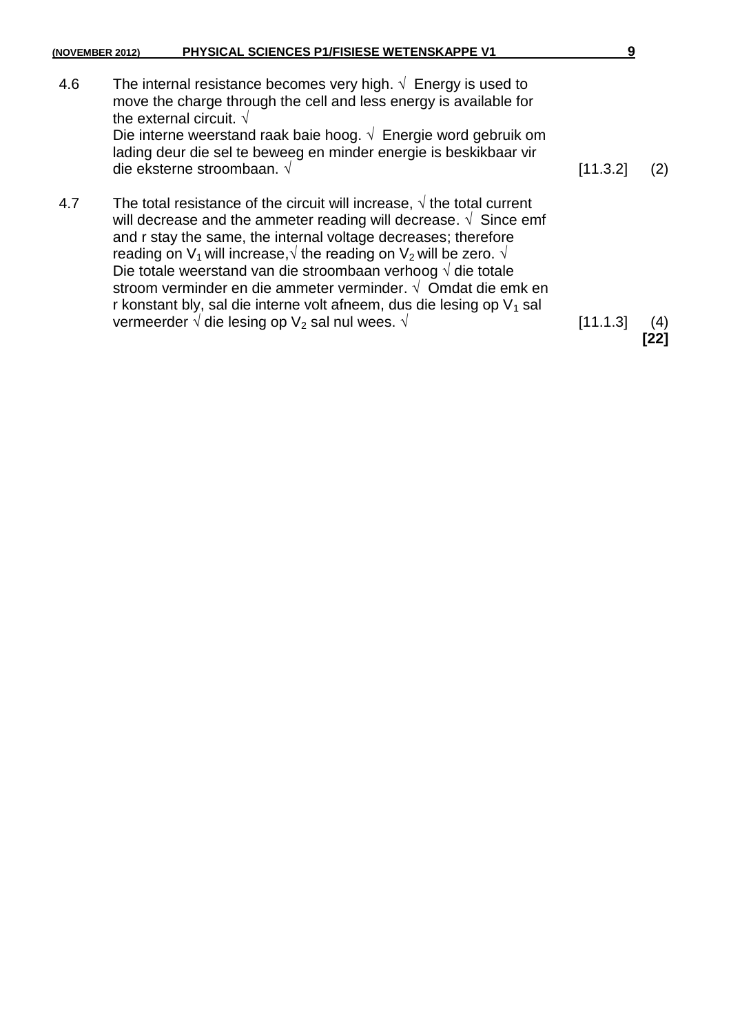4.6 The internal resistance becomes very high. √ Energy is used to move the charge through the cell and less energy is available for the external circuit. √
Die interne weerstand raak baie hoog. √ Energie word gebruik om lading deur die sel te beweeg en minder energie is beskikbaar vir die eksterne stroombaan. √ [11.3.2] (2)

4.7 The total resistance of the circuit will increase, √ the total current will decrease and the ammeter reading will decrease. √ Since emf and r stay the same, the internal voltage decreases; therefore reading on $V_1$ will increase,√ the reading on $V_2$ will be zero. √
Die totale weerstand van die stroombaan verhoog √ die totale stroom verminder en die ammeter verminder. √ Omdat die emk en r konstant bly, sal die interne volt afneem, dus die lesing op $V_1$ sal vermeerder √ die lesing op $V_2$ sal nul wees. √ [11.1.3] (4)

**[22]**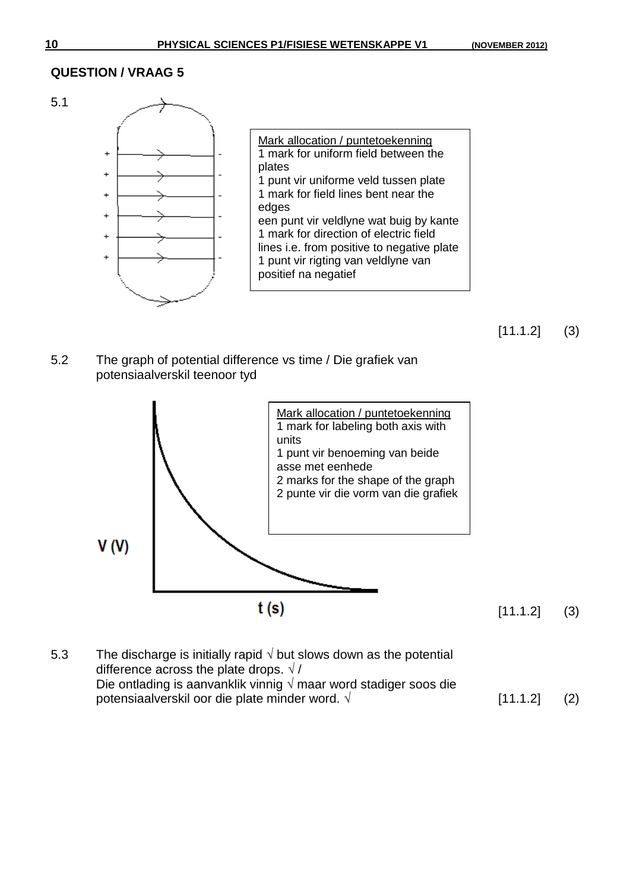## QUESTION / VRAAG 5

5.1

Mark allocation / puntetoekenning
1 mark for uniform field between the plates
1 punt vir uniforme veld tussen plate
1 mark for field lines bent near the edges
een punt vir veldlyne wat buig by kante
1 mark for direction of electric field lines i.e. from positive to negative plate
1 punt vir rigting van veldlyne van positief na negatief

[11.1.2] (3)

5.2 The graph of potential difference vs time / Die grafiek van potensiaalverskil teenoor tyd

V (V)

t (s)

Mark allocation / puntetoekenning
1 mark for labeling both axis with units
1 punt vir benoeming van beide asse met eenhede
2 marks for the shape of the graph
2 punte vir die vorm van die grafiek

[11.1.2] (3)

5.3 The discharge is initially rapid √ but slows down as the potential difference across the plate drops. √ /
Die ontlading is aanvanklik vinnig √ maar word stadiger soos die potensiaalverskil oor die plate minder word. √ [11.1.2] (2)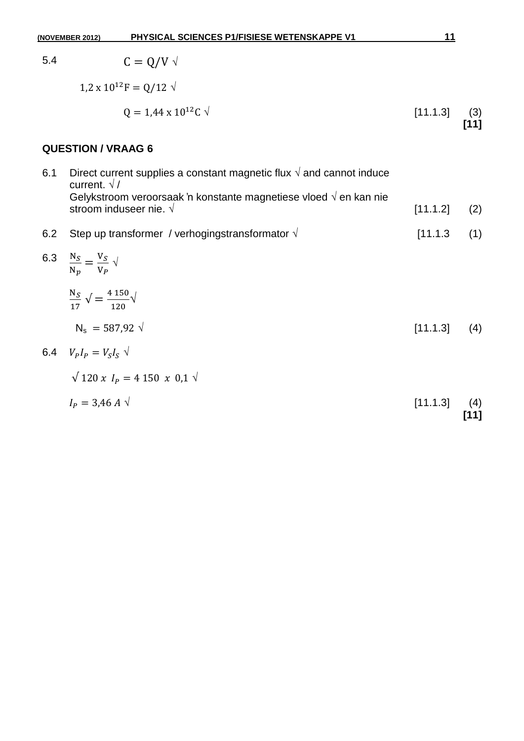5.4 $C = Q/V$ √

$1{,}2 \times 10^{12} F = Q/12$ √

$Q = 1{,}44 \times 10^{12} C$ √ [11.1.3] (3)

**[11]**

**QUESTION / VRAAG 6**

6.1 Direct current supplies a constant magnetic flux √ and cannot induce current. √ /
Gelykstroom veroorsaak ŉ konstante magnetiese vloed √ en kan nie stroom induseer nie. √ [11.1.2] (2)

6.2 Step up transformer / verhogingstransformator √ [11.1.3 (1)

6.3 $\frac{N_S}{N_p} = \frac{V_S}{V_P}$ √

$\frac{N_S}{17}$ √ $= \frac{4\ 150}{120}$√

$N_s = 587{,}92$ √ [11.1.3] (4)

6.4 $V_P I_P = V_S I_S$ √

√ $120 \ x \ I_P = 4\ 150 \ x \ 0{,}1$ √

$I_P = 3{,}46\ A$ √ [11.1.3] (4)

**[11]**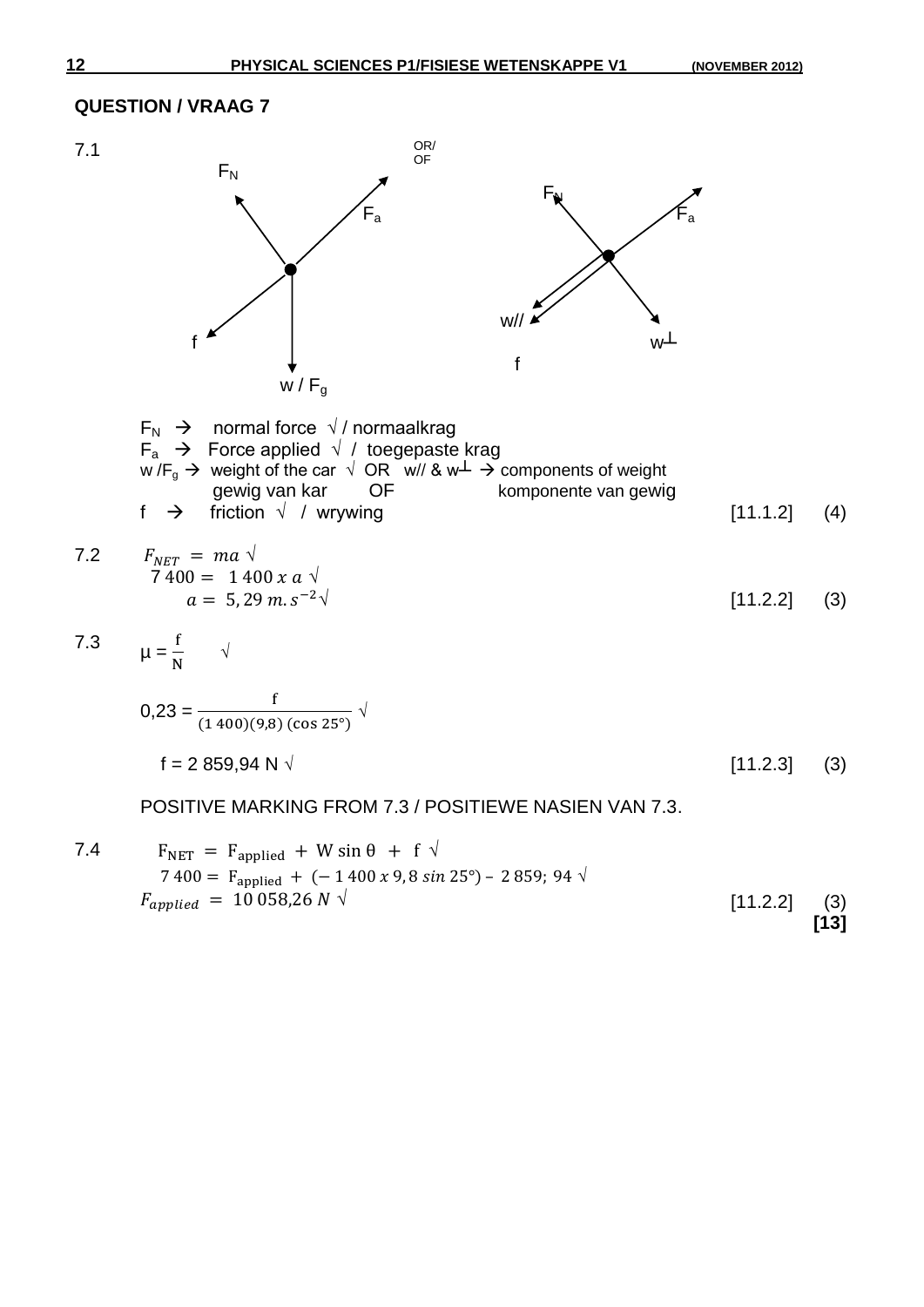## QUESTION / VRAAG 7

7.1

$F_N$ $F_a$ f w / $F_g$ OR/ OF $F_N$ $F_a$ w// w┴ f

$F_N$ → normal force √ / normaalkrag
$F_a$ → Force applied √ / toegepaste krag
w /$F_g$ → weight of the car √ OR w// & w┴ → components of weight
gewig van kar OF komponente van gewig
f → friction √ / wrywing [11.1.2] (4)

7.2

$$F_{NET} = ma \ \surd$$
$$7\,400 = 1\,400\, x\, a \ \surd$$
$$a = 5,29\ m.s^{-2} \surd$$

[11.2.2] (3)

7.3

$$\mu = \frac{f}{N} \quad \surd$$

$$0,23 = \frac{f}{(1\,400)(9,8)\,(\cos 25°)} \ \surd$$

$f = 2\,859,94$ N √ [11.2.3] (3)

POSITIVE MARKING FROM 7.3 / POSITIEWE NASIEN VAN 7.3.

7.4

$$F_{NET} = F_{applied} + W \sin\theta + f \ \surd$$
$$7\,400 = F_{applied} + (-1\,400\, x\, 9,8\, sin\, 25°) - 2\,859;\,94 \ \surd$$
$$F_{applied} = 10\,058,26\ N \ \surd$$

[11.2.2] (3)
**[13]**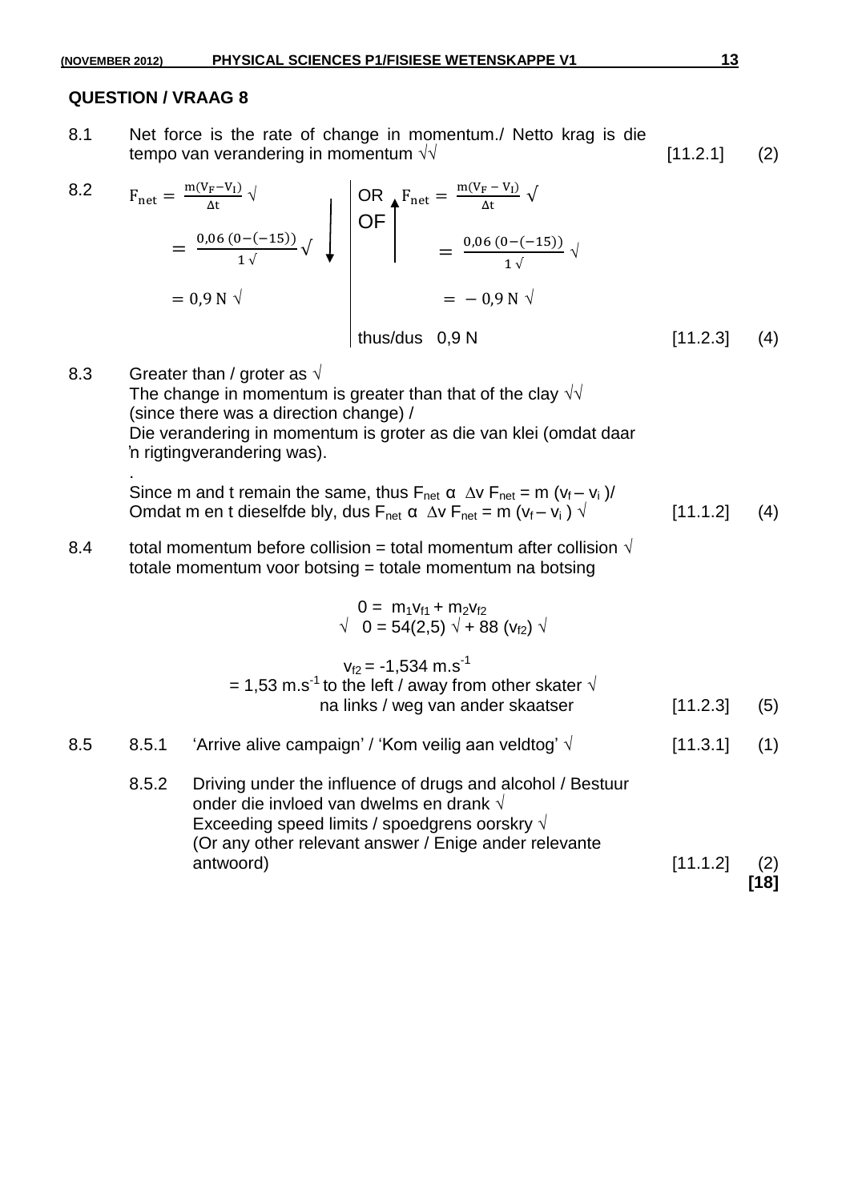## QUESTION / VRAAG 8

8.1 Net force is the rate of change in momentum./ Netto krag is die tempo van verandering in momentum √√ [11.2.1] (2)

8.2

$$F_{net} = \frac{m(V_F - V_I)}{\Delta t} \surd$$

$$= \frac{0{,}06\,(0-(-15))}{1 \surd} \surd \quad \downarrow$$

$$= 0{,}9 \text{ N} \surd$$

OR / OF ↑

$$F_{net} = \frac{m(V_F - V_I)}{\Delta t} \surd$$

$$= \frac{0{,}06\,(0-(-15))}{1 \surd} \surd$$

$$= -0{,}9 \text{ N} \surd$$

thus/dus 0,9 N [11.2.3] (4)

8.3 Greater than / groter as √
The change in momentum is greater than that of the clay √√
(since there was a direction change) /
Die verandering in momentum is groter as die van klei (omdat daar 'n rigtingverandering was).
.
Since m and t remain the same, thus $F_{net}$ α $\Delta v$ $F_{net} = m\,(v_f - v_i)$/
Omdat m en t dieselfde bly, dus $F_{net}$ α $\Delta v$ $F_{net} = m\,(v_f - v_i)$ √ [11.1.2] (4)

8.4 total momentum before collision = total momentum after collision √
totale momentum voor botsing = totale momentum na botsing

$$0 = m_1v_{f1} + m_2v_{f2}$$

$$\surd \quad 0 = 54(2{,}5) \surd + 88\,(v_{f2}) \surd$$

$$v_{f2} = -1{,}534 \text{ m.s}^{-1}$$

$= 1{,}53 \text{ m.s}^{-1}$ to the left / away from other skater √
na links / weg van ander skaatser [11.2.3] (5)

8.5

8.5.1 'Arrive alive campaign' / 'Kom veilig aan veldtog' √ [11.3.1] (1)

8.5.2 Driving under the influence of drugs and alcohol / Bestuur onder die invloed van dwelms en drank √
Exceeding speed limits / spoedgrens oorskry √
(Or any other relevant answer / Enige ander relevante antwoord) [11.1.2] (2)

**[18]**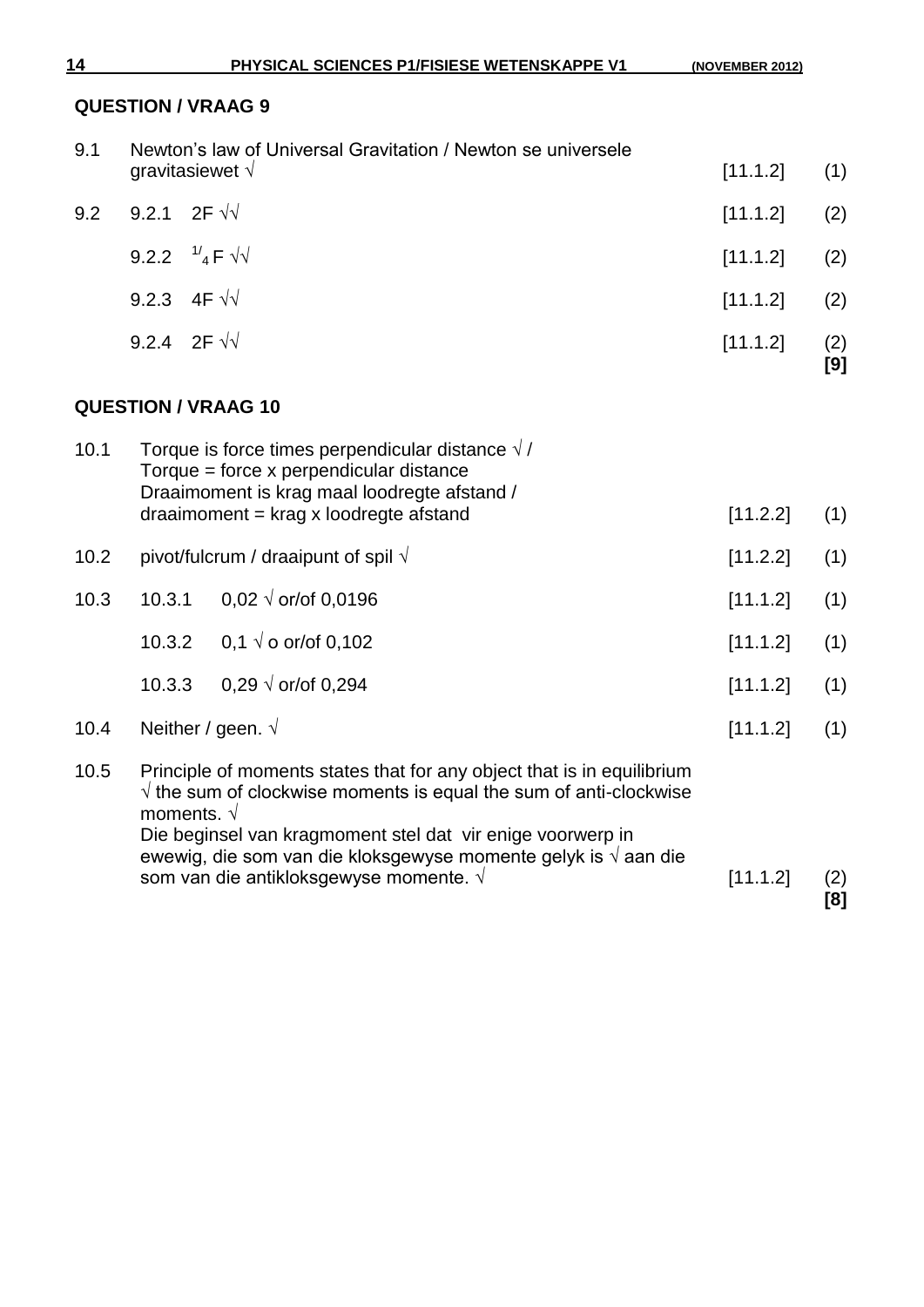## QUESTION / VRAAG 9

| | | | |
|---|---|---|---|
| 9.1 | Newton's law of Universal Gravitation / Newton se universele gravitasiewet √ | [11.1.2] | (1) |
| 9.2 | 9.2.1 2F √√ | [11.1.2] | (2) |
| | 9.2.2 $^{1}/_{4}$ F √√ | [11.1.2] | (2) |
| | 9.2.3 4F √√ | [11.1.2] | (2) |
| | 9.2.4 2F √√ | [11.1.2] | (2) **[9]** |

## QUESTION / VRAAG 10

| | | | |
|---|---|---|---|
| 10.1 | Torque is force times perpendicular distance √ / Torque = force x perpendicular distance Draaimoment is krag maal loodregte afstand / draaimoment = krag x loodregte afstand | [11.2.2] | (1) |
| 10.2 | pivot/fulcrum / draaipunt of spil √ | [11.2.2] | (1) |
| 10.3 | 10.3.1 0,02 √ or/of 0,0196 | [11.1.2] | (1) |
| | 10.3.2 0,1 √ o or/of 0,102 | [11.1.2] | (1) |
| | 10.3.3 0,29 √ or/of 0,294 | [11.1.2] | (1) |
| 10.4 | Neither / geen. √ | [11.1.2] | (1) |
| 10.5 | Principle of moments states that for any object that is in equilibrium √ the sum of clockwise moments is equal the sum of anti-clockwise moments. √ Die beginsel van kragmoment stel dat vir enige voorwerp in ewewig, die som van die kloksgewyse momente gelyk is √ aan die som van die antikloksgewyse momente. √ | [11.1.2] | (2) **[8]** |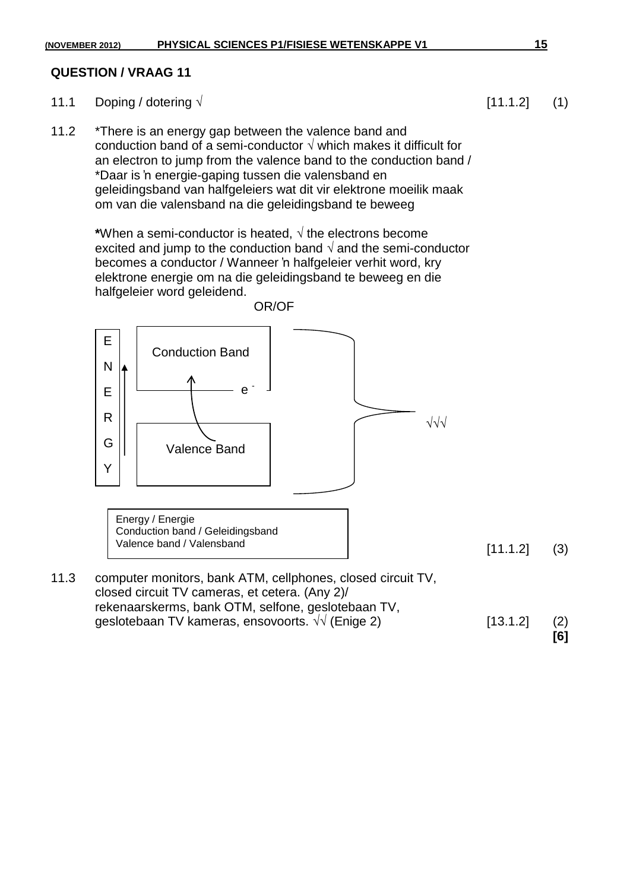## QUESTION / VRAAG 11

11.1 Doping / dotering √ [11.1.2] (1)

11.2 *There is an energy gap between the valence band and conduction band of a semi-conductor √ which makes it difficult for an electron to jump from the valence band to the conduction band / *Daar is 'n energie-gaping tussen die valensband en geleidingsband van halfgeleiers wat dit vir elektrone moeilik maak om van die valensband na die geleidingsband te beweeg

**\***When a semi-conductor is heated, √ the electrons become excited and jump to the conduction band √ and the semi-conductor becomes a conductor / Wanneer 'n halfgeleier verhit word, kry elektrone energie om na die geleidingsband te beweeg en die halfgeleier word geleidend.

OR/OF

ENERGY ↑

Conduction Band

$e^-$ (arrow from Valence Band to Conduction Band)

Valence Band

√√√

Energy / Energie
Conduction band / Geleidingsband
Valence band / Valensband

[11.1.2] (3)

11.3 computer monitors, bank ATM, cellphones, closed circuit TV, closed circuit TV cameras, et cetera. (Any 2)/ rekenaarskerms, bank OTM, selfone, geslotebaan TV, geslotebaan TV kameras, ensovoorts. √√ (Enige 2) [13.1.2] (2)

**[6]**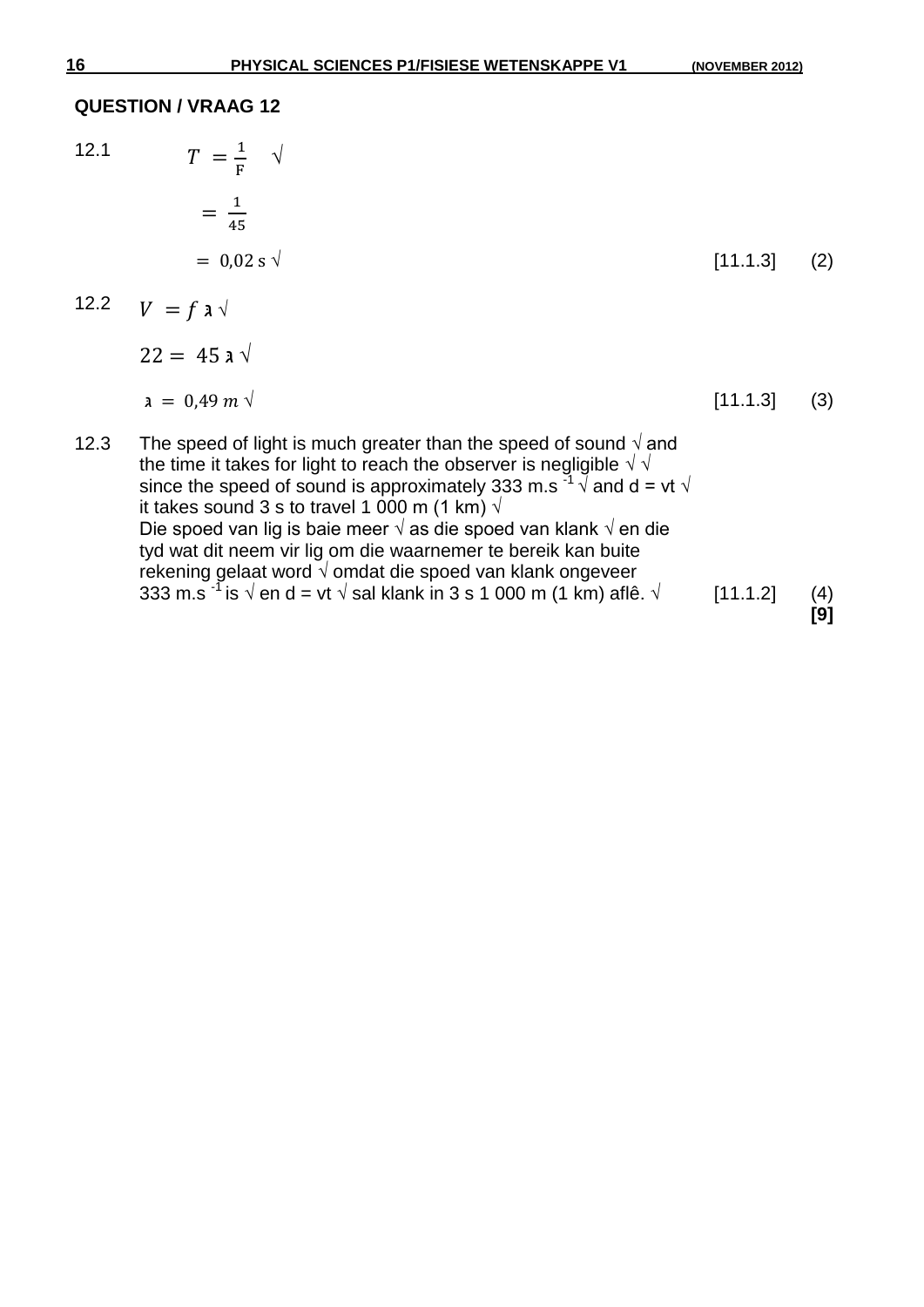## QUESTION / VRAAG 12

12.1 $T = \frac{1}{F}$ √

$= \frac{1}{45}$

$= 0{,}02 \text{ s}$ √ [11.1.3] (2)

12.2 $V = f \lambda$ √

$22 = 45 \lambda$ √

$\lambda = 0{,}49 \, m$ √ [11.1.3] (3)

12.3 The speed of light is much greater than the speed of sound √ and the time it takes for light to reach the observer is negligible √ √ since the speed of sound is approximately 333 $m.s^{-1}$ √ and d = vt √ it takes sound 3 s to travel 1 000 m (1 km) √
Die spoed van lig is baie meer √ as die spoed van klank √ en die tyd wat dit neem vir lig om die waarnemer te bereik kan buite rekening gelaat word √ omdat die spoed van klank ongeveer 333 $m.s^{-1}$ is √ en d = vt √ sal klank in 3 s 1 000 m (1 km) aflê. √ [11.1.2] (4)

**[9]**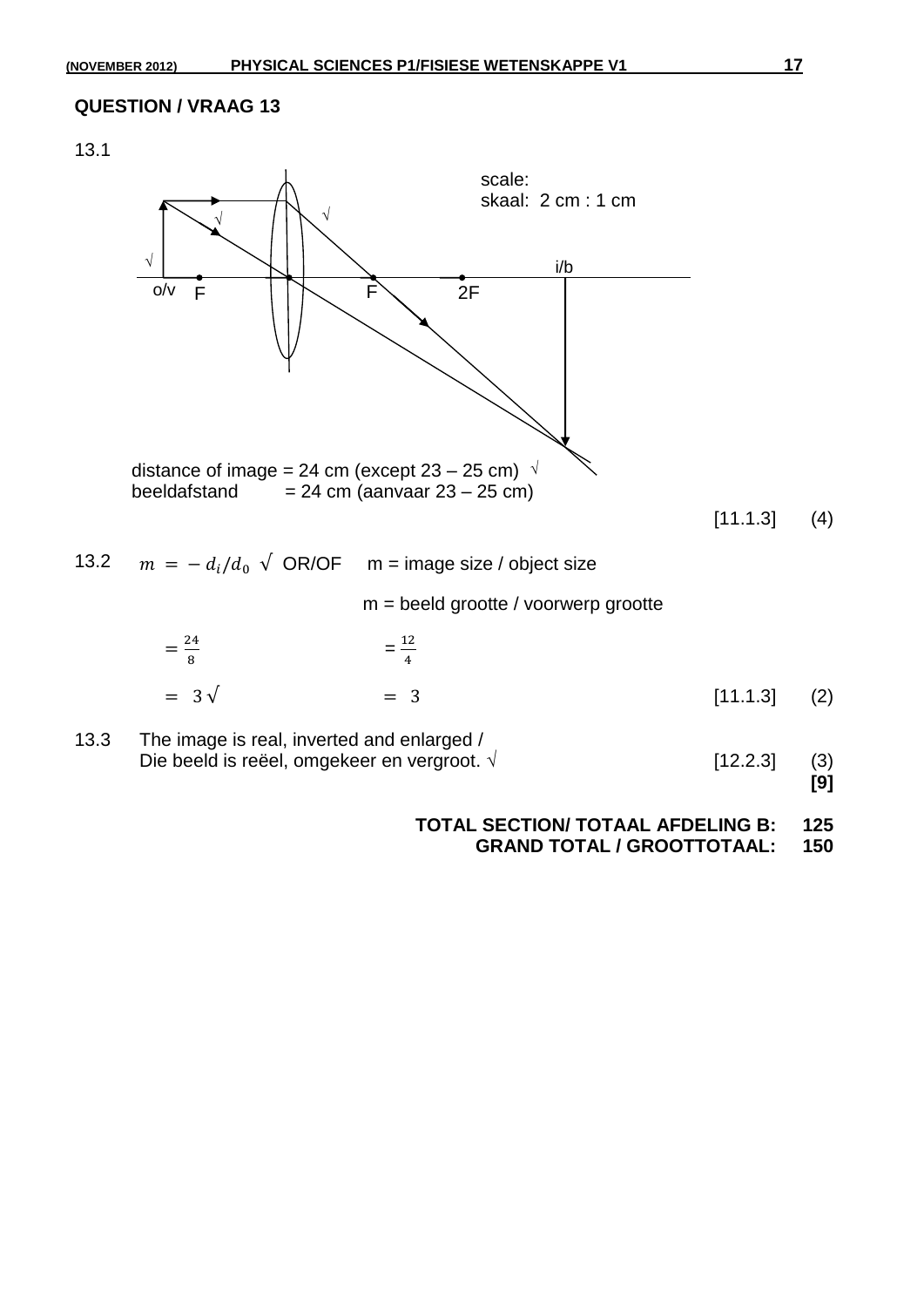**QUESTION / VRAAG 13**

13.1

scale:
skaal: 2 cm : 1 cm

√

√

√

o/v F

F

2F

i/b

distance of image = 24 cm (except 23 – 25 cm) √
beeldafstand = 24 cm (aanvaar 23 – 25 cm)

[11.1.3] (4)

13.2 $m = -d_i/d_0$ √ OR/OF m = image size / object size

m = beeld grootte / voorwerp grootte

$= \frac{24}{8}$ $= \frac{12}{4}$

$= 3$ √ $= 3$ [11.1.3] (2)

13.3 The image is real, inverted and enlarged /
Die beeld is reëel, omgekeer en vergroot. √ [12.2.3] (3)
**[9]**

**TOTAL SECTION/ TOTAAL AFDELING B: 125**
**GRAND TOTAL / GROOTTOTAAL: 150**